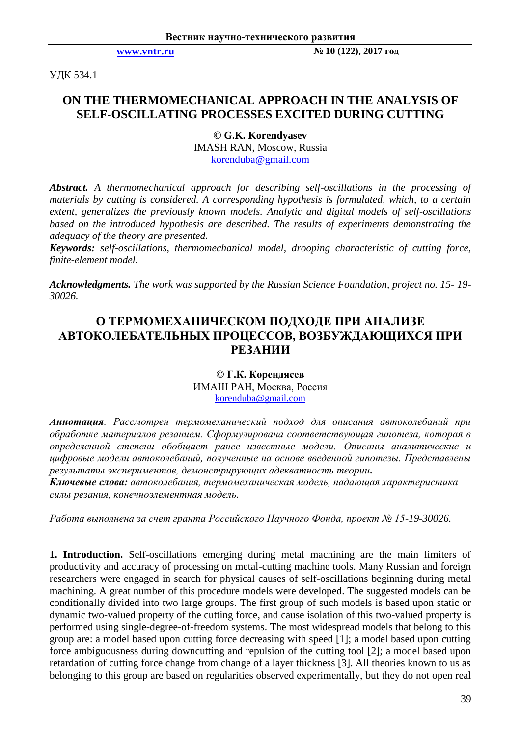УДК 534.1

# ON THE THERMOMECHANICAL APPROACH IN THE ANALYSIS OF SELF-OSCILLATING PROCESSES EXCITED DURING CUTTING

**© G.K. Korendyasev**
IMASH RAN, Moscow, Russia
korenduba@gmail.com

***Abstract.*** *A thermomechanical approach for describing self-oscillations in the processing of materials by cutting is considered. A corresponding hypothesis is formulated, which, to a certain extent, generalizes the previously known models. Analytic and digital models of self-oscillations based on the introduced hypothesis are described. The results of experiments demonstrating the adequacy of the theory are presented.*
***Keywords:*** *self-oscillations, thermomechanical model, drooping characteristic of cutting force, finite-element model.*

***Acknowledgments.*** *The work was supported by the Russian Science Foundation, project no. 15- 19-30026.*

# О ТЕРМОМЕХАНИЧЕСКОМ ПОДХОДЕ ПРИ АНАЛИЗЕ АВТОКОЛЕБАТЕЛЬНЫХ ПРОЦЕССОВ, ВОЗБУЖДАЮЩИХСЯ ПРИ РЕЗАНИИ

**© Г.К. Корендясев**
ИМАШ РАН, Москва, Россия
korenduba@gmail.com

***Аннотация****. Рассмотрен термомеханический подход для описания автоколебаний при обработке материалов резанием. Сформулирована соответствующая гипотеза, которая в определенной степени обобщает ранее известные модели. Описаны аналитические и цифровые модели автоколебаний, полученные на основе введенной гипотезы. Представлены результаты экспериментов, демонстрирующих адекватность теории.*
***Ключевые слова:*** *автоколебания, термомеханическая модель, падающая характеристика силы резания, конечноэлементная модель.*

*Работа выполнена за счет гранта Российского Научного Фонда, проект № 15-19-30026.*

**1. Introduction.** Self-oscillations emerging during metal machining are the main limiters of productivity and accuracy of processing on metal-cutting machine tools. Many Russian and foreign researchers were engaged in search for physical causes of self-oscillations beginning during metal machining. A great number of this procedure models were developed. The suggested models can be conditionally divided into two large groups. The first group of such models is based upon static or dynamic two-valued property of the cutting force, and cause isolation of this two-valued property is performed using single-degree-of-freedom systems. The most widespread models that belong to this group are: a model based upon cutting force decreasing with speed [1]; a model based upon cutting force ambiguousness during downcutting and repulsion of the cutting tool [2]; a model based upon retardation of cutting force change from change of a layer thickness [3]. All theories known to us as belonging to this group are based on regularities observed experimentally, but they do not open real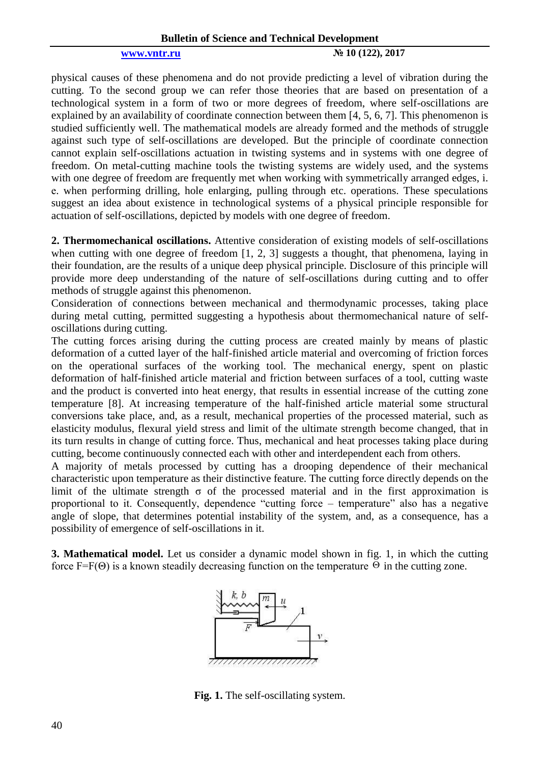physical causes of these phenomena and do not provide predicting a level of vibration during the cutting. To the second group we can refer those theories that are based on presentation of a technological system in a form of two or more degrees of freedom, where self-oscillations are explained by an availability of coordinate connection between them [4, 5, 6, 7]. This phenomenon is studied sufficiently well. The mathematical models are already formed and the methods of struggle against such type of self-oscillations are developed. But the principle of coordinate connection cannot explain self-oscillations actuation in twisting systems and in systems with one degree of freedom. On metal-cutting machine tools the twisting systems are widely used, and the systems with one degree of freedom are frequently met when working with symmetrically arranged edges, i. e. when performing drilling, hole enlarging, pulling through etc. operations. These speculations suggest an idea about existence in technological systems of a physical principle responsible for actuation of self-oscillations, depicted by models with one degree of freedom.

**2. Thermomechanical oscillations.** Attentive consideration of existing models of self-oscillations when cutting with one degree of freedom [1, 2, 3] suggests a thought, that phenomena, laying in their foundation, are the results of a unique deep physical principle. Disclosure of this principle will provide more deep understanding of the nature of self-oscillations during cutting and to offer methods of struggle against this phenomenon.

Consideration of connections between mechanical and thermodynamic processes, taking place during metal cutting, permitted suggesting a hypothesis about thermomechanical nature of self-oscillations during cutting.

The cutting forces arising during the cutting process are created mainly by means of plastic deformation of a cutted layer of the half-finished article material and overcoming of friction forces on the operational surfaces of the working tool. The mechanical energy, spent on plastic deformation of half-finished article material and friction between surfaces of a tool, cutting waste and the product is converted into heat energy, that results in essential increase of the cutting zone temperature [8]. At increasing temperature of the half-finished article material some structural conversions take place, and, as a result, mechanical properties of the processed material, such as elasticity modulus, flexural yield stress and limit of the ultimate strength become changed, that in its turn results in change of cutting force. Thus, mechanical and heat processes taking place during cutting, become continuously connected each with other and interdependent each from others.

A majority of metals processed by cutting has a drooping dependence of their mechanical characteristic upon temperature as their distinctive feature. The cutting force directly depends on the limit of the ultimate strength $\sigma$ of the processed material and in the first approximation is proportional to it. Consequently, dependence "cutting force – temperature" also has a negative angle of slope, that determines potential instability of the system, and, as a consequence, has a possibility of emergence of self-oscillations in it.

**3. Mathematical model.** Let us consider a dynamic model shown in fig. 1, in which the cutting force $F=F(\Theta)$ is a known steadily decreasing function on the temperature $\Theta$ in the cutting zone.

**Fig. 1.** The self-oscillating system.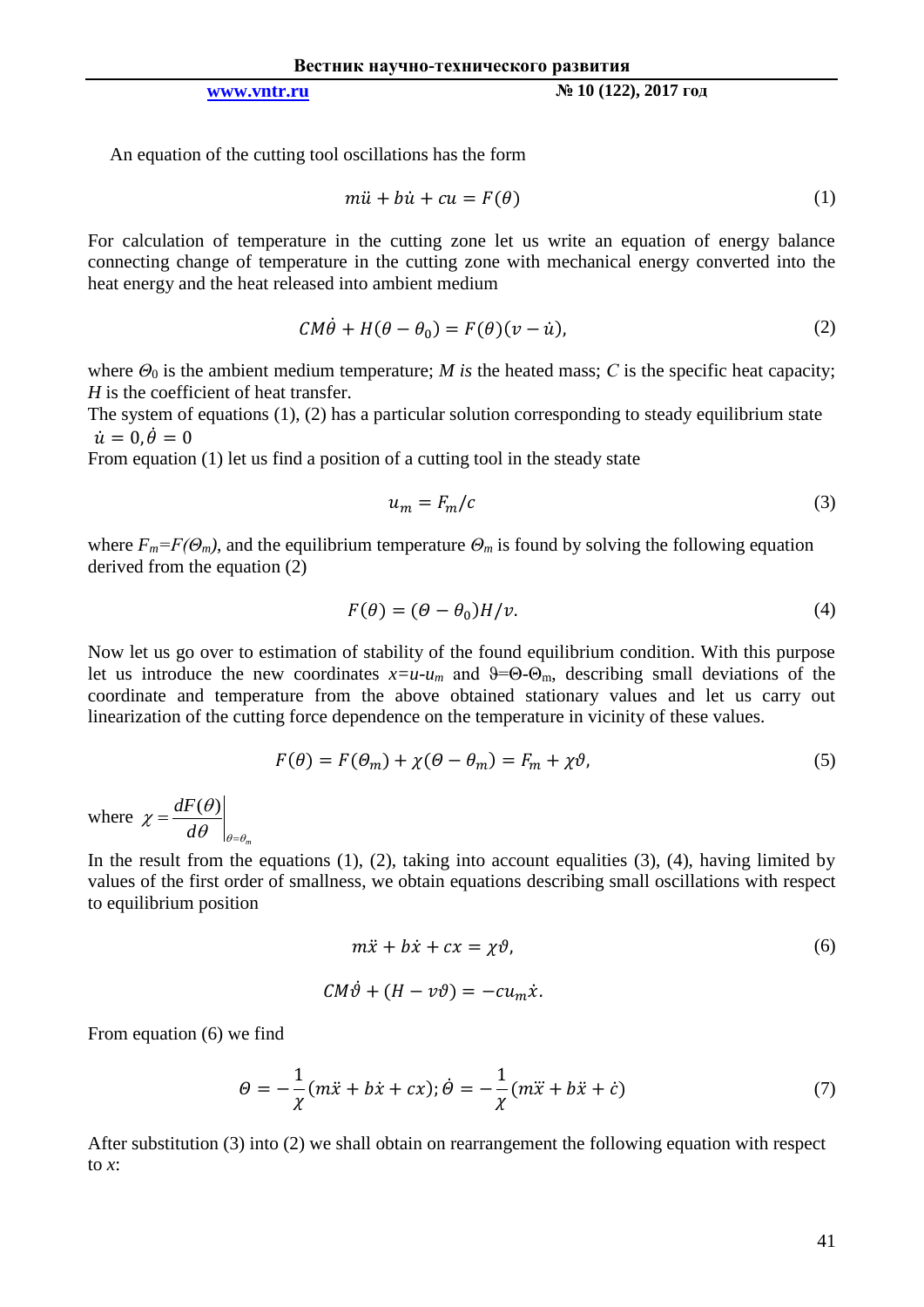An equation of the cutting tool oscillations has the form

$$m\ddot{u} + b\dot{u} + cu = F(\theta) \tag{1}$$

For calculation of temperature in the cutting zone let us write an equation of energy balance connecting change of temperature in the cutting zone with mechanical energy converted into the heat energy and the heat released into ambient medium

$$CM\dot{\theta} + H(\theta - \theta_0) = F(\theta)(v - \dot{u}), \tag{2}$$

where $\Theta_0$ is the ambient medium temperature; $M$ *is* the heated mass; $C$ is the specific heat capacity; $H$ is the coefficient of heat transfer.

The system of equations (1), (2) has a particular solution corresponding to steady equilibrium state $\dot{u} = 0, \dot{\theta} = 0$

From equation (1) let us find a position of a cutting tool in the steady state

$$u_m = F_m/c \tag{3}$$

where $F_m = F(\Theta_m)$, and the equilibrium temperature $\Theta_m$ is found by solving the following equation derived from the equation (2)

$$F(\theta) = (\Theta - \theta_0)H/v. \tag{4}$$

Now let us go over to estimation of stability of the found equilibrium condition. With this purpose let us introduce the new coordinates $x = u - u_m$ and $\vartheta = \Theta - \Theta_m$, describing small deviations of the coordinate and temperature from the above obtained stationary values and let us carry out linearization of the cutting force dependence on the temperature in vicinity of these values.

$$F(\theta) = F(\Theta_m) + \chi(\Theta - \theta_m) = F_m + \chi\vartheta, \tag{5}$$

where $\chi = \left.\dfrac{dF(\theta)}{d\theta}\right|_{\theta=\theta_m}$

In the result from the equations (1), (2), taking into account equalities (3), (4), having limited by values of the first order of smallness, we obtain equations describing small oscillations with respect to equilibrium position

$$m\ddot{x} + b\dot{x} + cx = \chi\vartheta, \tag{6}$$

$$CM\dot{\vartheta} + (H - v\vartheta) = -cu_m\dot{x}.$$

From equation (6) we find

$$\Theta = -\frac{1}{\chi}(m\ddot{x} + b\dot{x} + cx); \dot{\Theta} = -\frac{1}{\chi}(m\dddot{x} + b\ddot{x} + \dot{c}) \tag{7}$$

After substitution (3) into (2) we shall obtain on rearrangement the following equation with respect to $x$: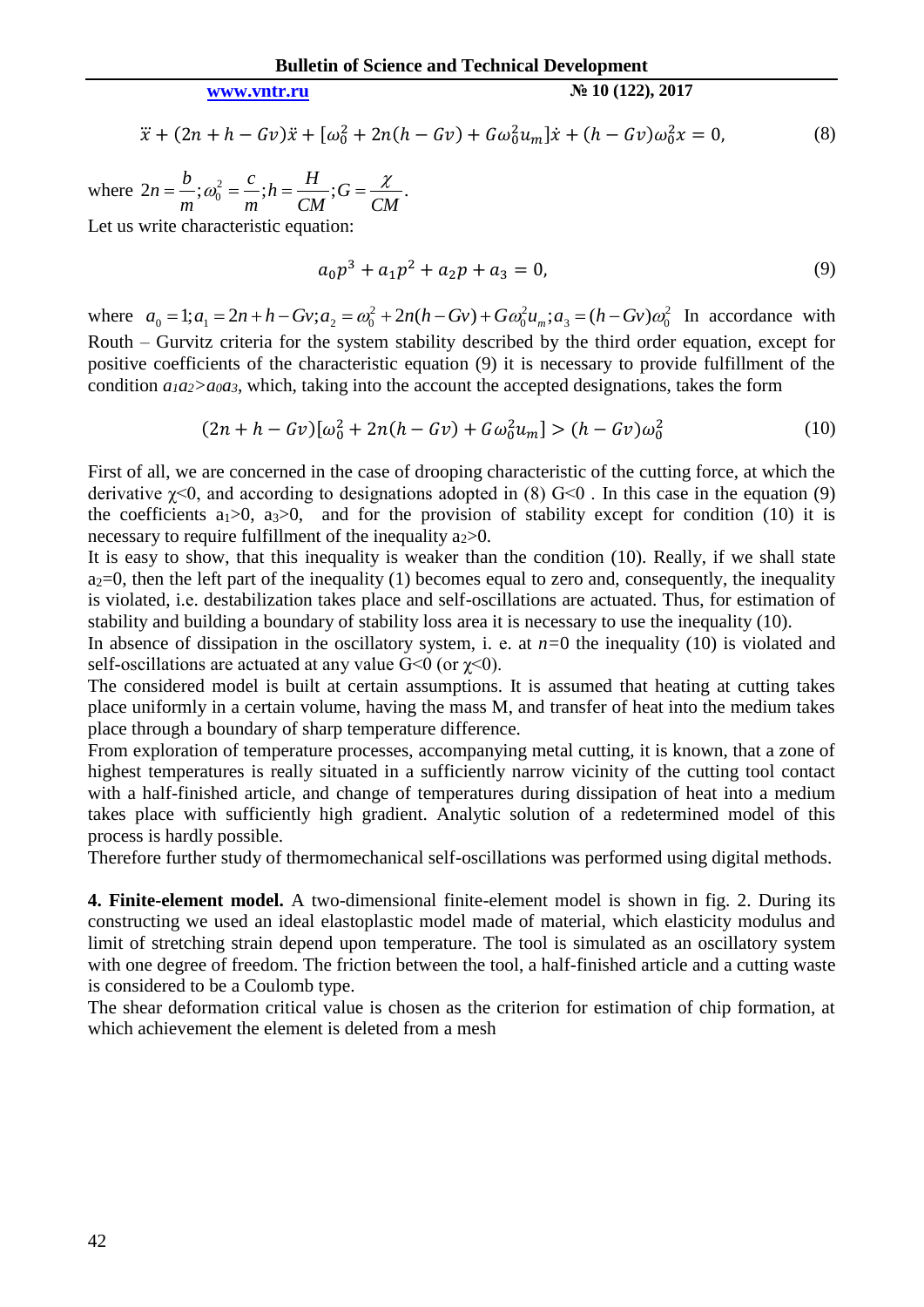$$\dddot{x} + (2n + h - Gv)\ddot{x} + [\omega_0^2 + 2n(h - Gv) + G\omega_0^2 u_m]\dot{x} + (h - Gv)\omega_0^2 x = 0, \tag{8}$$

where $2n = \dfrac{b}{m}; \omega_0^2 = \dfrac{c}{m}; h = \dfrac{H}{CM}; G = \dfrac{\chi}{CM}$.

Let us write characteristic equation:

$$a_0 p^3 + a_1 p^2 + a_2 p + a_3 = 0, \tag{9}$$

where $a_0 = 1; a_1 = 2n + h - Gv; a_2 = \omega_0^2 + 2n(h - Gv) + G\omega_0^2 u_m; a_3 = (h - Gv)\omega_0^2$ In accordance with Routh – Gurvitz criteria for the system stability described by the third order equation, except for positive coefficients of the characteristic equation (9) it is necessary to provide fulfillment of the condition $a_1 a_2 > a_0 a_3$, which, taking into the account the accepted designations, takes the form

$$(2n + h - Gv)[\omega_0^2 + 2n(h - Gv) + G\omega_0^2 u_m] > (h - Gv)\omega_0^2 \tag{10}$$

First of all, we are concerned in the case of drooping characteristic of the cutting force, at which the derivative $\chi<0$, and according to designations adopted in (8) $G<0$ . In this case in the equation (9) the coefficients $a_1>0$, $a_3>0$, and for the provision of stability except for condition (10) it is necessary to require fulfillment of the inequality $a_2>0$.

It is easy to show, that this inequality is weaker than the condition (10). Really, if we shall state $a_2=0$, then the left part of the inequality (1) becomes equal to zero and, consequently, the inequality is violated, i.e. destabilization takes place and self-oscillations are actuated. Thus, for estimation of stability and building a boundary of stability loss area it is necessary to use the inequality (10).

In absence of dissipation in the oscillatory system, i. e. at $n=0$ the inequality (10) is violated and self-oscillations are actuated at any value $G<0$ (or $\chi<0$).

The considered model is built at certain assumptions. It is assumed that heating at cutting takes place uniformly in a certain volume, having the mass M, and transfer of heat into the medium takes place through a boundary of sharp temperature difference.

From exploration of temperature processes, accompanying metal cutting, it is known, that a zone of highest temperatures is really situated in a sufficiently narrow vicinity of the cutting tool contact with a half-finished article, and change of temperatures during dissipation of heat into a medium takes place with sufficiently high gradient. Analytic solution of a redetermined model of this process is hardly possible.

Therefore further study of thermomechanical self-oscillations was performed using digital methods.

**4. Finite-element model.** A two-dimensional finite-element model is shown in fig. 2. During its constructing we used an ideal elastoplastic model made of material, which elasticity modulus and limit of stretching strain depend upon temperature. The tool is simulated as an oscillatory system with one degree of freedom. The friction between the tool, a half-finished article and a cutting waste is considered to be a Coulomb type.

The shear deformation critical value is chosen as the criterion for estimation of chip formation, at which achievement the element is deleted from a mesh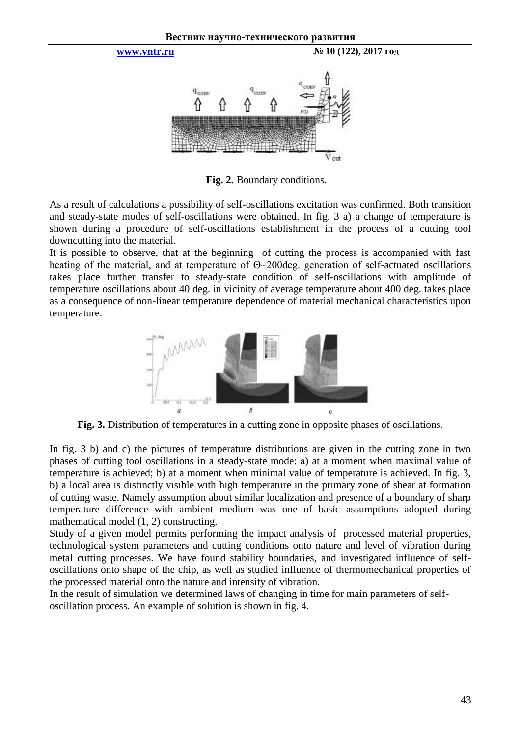**Fig. 2.** Boundary conditions.

As a result of calculations a possibility of self-oscillations excitation was confirmed. Both transition and steady-state modes of self-oscillations were obtained. In fig. 3 a) a change of temperature is shown during a procedure of self-oscillations establishment in the process of a cutting tool downcutting into the material.

It is possible to observe, that at the beginning of cutting the process is accompanied with fast heating of the material, and at temperature of $\Theta$~200deg. generation of self-actuated oscillations takes place further transfer to steady-state condition of self-oscillations with amplitude of temperature oscillations about 40 deg. in vicinity of average temperature about 400 deg. takes place as a consequence of non-linear temperature dependence of material mechanical characteristics upon temperature.

**Fig. 3.** Distribution of temperatures in a cutting zone in opposite phases of oscillations.

In fig. 3 b) and c) the pictures of temperature distributions are given in the cutting zone in two phases of cutting tool oscillations in a steady-state mode: a) at a moment when maximal value of temperature is achieved; b) at a moment when minimal value of temperature is achieved. In fig. 3, b) a local area is distinctly visible with high temperature in the primary zone of shear at formation of cutting waste. Namely assumption about similar localization and presence of a boundary of sharp temperature difference with ambient medium was one of basic assumptions adopted during mathematical model (1, 2) constructing.

Study of a given model permits performing the impact analysis of processed material properties, technological system parameters and cutting conditions onto nature and level of vibration during metal cutting processes. We have found stability boundaries, and investigated influence of self-oscillations onto shape of the chip, as well as studied influence of thermomechanical properties of the processed material onto the nature and intensity of vibration.

In the result of simulation we determined laws of changing in time for main parameters of self-oscillation process. An example of solution is shown in fig. 4.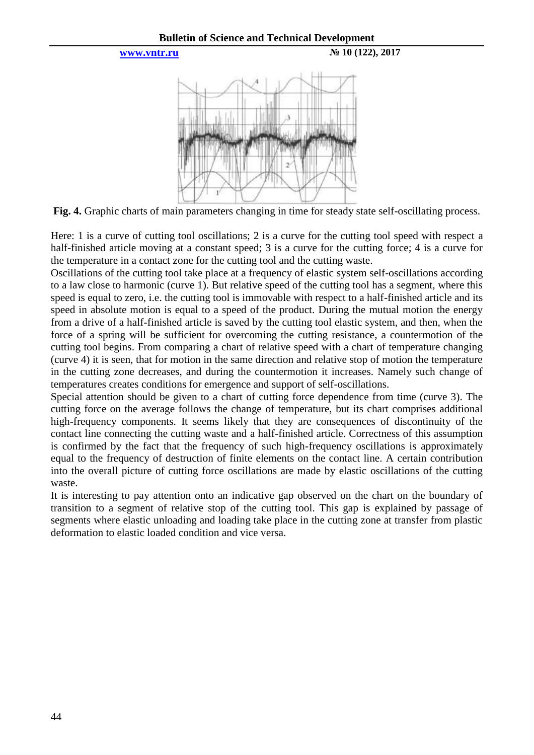**Fig. 4.** Graphic charts of main parameters changing in time for steady state self-oscillating process.

Here: 1 is a curve of cutting tool oscillations; 2 is a curve for the cutting tool speed with respect a half-finished article moving at a constant speed; 3 is a curve for the cutting force; 4 is a curve for the temperature in a contact zone for the cutting tool and the cutting waste.

Oscillations of the cutting tool take place at a frequency of elastic system self-oscillations according to a law close to harmonic (curve 1). But relative speed of the cutting tool has a segment, where this speed is equal to zero, i.e. the cutting tool is immovable with respect to a half-finished article and its speed in absolute motion is equal to a speed of the product. During the mutual motion the energy from a drive of a half-finished article is saved by the cutting tool elastic system, and then, when the force of a spring will be sufficient for overcoming the cutting resistance, a countermotion of the cutting tool begins. From comparing a chart of relative speed with a chart of temperature changing (curve 4) it is seen, that for motion in the same direction and relative stop of motion the temperature in the cutting zone decreases, and during the countermotion it increases. Namely such change of temperatures creates conditions for emergence and support of self-oscillations.

Special attention should be given to a chart of cutting force dependence from time (curve 3). The cutting force on the average follows the change of temperature, but its chart comprises additional high-frequency components. It seems likely that they are consequences of discontinuity of the contact line connecting the cutting waste and a half-finished article. Correctness of this assumption is confirmed by the fact that the frequency of such high-frequency oscillations is approximately equal to the frequency of destruction of finite elements on the contact line. A certain contribution into the overall picture of cutting force oscillations are made by elastic oscillations of the cutting waste.

It is interesting to pay attention onto an indicative gap observed on the chart on the boundary of transition to a segment of relative stop of the cutting tool. This gap is explained by passage of segments where elastic unloading and loading take place in the cutting zone at transfer from plastic deformation to elastic loaded condition and vice versa.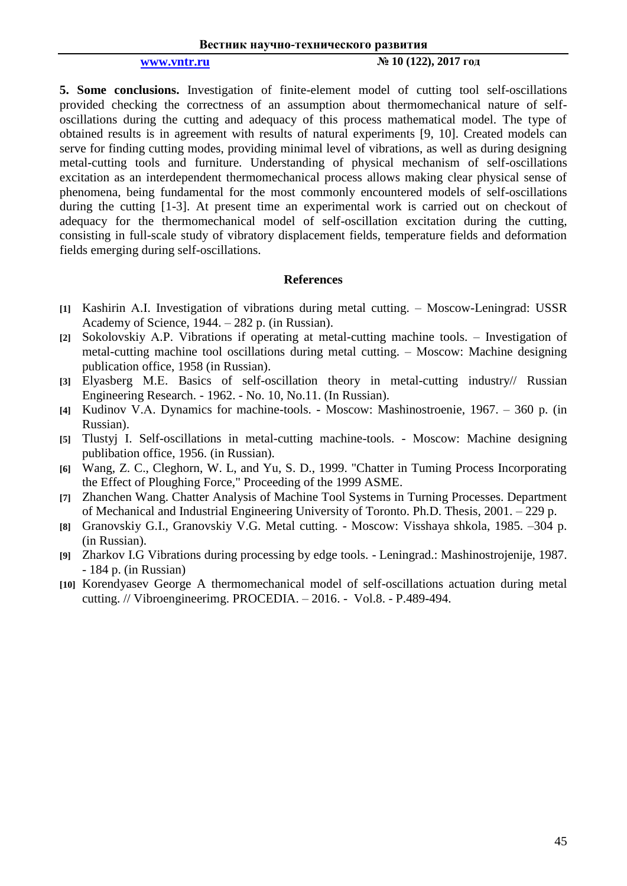**5. Some conclusions.** Investigation of finite-element model of cutting tool self-oscillations provided checking the correctness of an assumption about thermomechanical nature of self-oscillations during the cutting and adequacy of this process mathematical model. The type of obtained results is in agreement with results of natural experiments [9, 10]. Created models can serve for finding cutting modes, providing minimal level of vibrations, as well as during designing metal-cutting tools and furniture. Understanding of physical mechanism of self-oscillations excitation as an interdependent thermomechanical process allows making clear physical sense of phenomena, being fundamental for the most commonly encountered models of self-oscillations during the cutting [1-3]. At present time an experimental work is carried out on checkout of adequacy for the thermomechanical model of self-oscillation excitation during the cutting, consisting in full-scale study of vibratory displacement fields, temperature fields and deformation fields emerging during self-oscillations.

## References

**[1]** Kashirin A.I. Investigation of vibrations during metal cutting. – Moscow-Leningrad: USSR Academy of Science, 1944. – 282 p. (in Russian).

**[2]** Sokolovskiy A.P. Vibrations if operating at metal-cutting machine tools. – Investigation of metal-cutting machine tool oscillations during metal cutting. – Moscow: Machine designing publication office, 1958 (in Russian).

**[3]** Elyasberg M.E. Basics of self-oscillation theory in metal-cutting industry// Russian Engineering Research. - 1962. - No. 10, No.11. (In Russian).

**[4]** Kudinov V.A. Dynamics for machine-tools. - Moscow: Mashinostroenie, 1967. – 360 p. (in Russian).

**[5]** Tlustyj I. Self-oscillations in metal-cutting machine-tools. - Moscow: Machine designing publibation office, 1956. (in Russian).

**[6]** Wang, Z. C., Cleghorn, W. L, and Yu, S. D., 1999. "Chatter in Tuming Process Incorporating the Effect of Ploughing Force," Proceeding of the 1999 ASME.

**[7]** Zhanchen Wang. Chatter Analysis of Machine Tool Systems in Turning Processes. Department of Mechanical and Industrial Engineering University of Toronto. Ph.D. Thesis, 2001. – 229 p.

**[8]** Granovskiy G.I., Granovskiy V.G. Metal cutting. - Moscow: Visshaya shkola, 1985. –304 p. (in Russian).

**[9]** Zharkov I.G Vibrations during processing by edge tools. - Leningrad.: Mashinostrojenije, 1987. - 184 p. (in Russian)

**[10]** Korendyasev George A thermomechanical model of self-oscillations actuation during metal cutting. // Vibroengineerimg. PROCEDIA. – 2016. - Vol.8. - P.489-494.